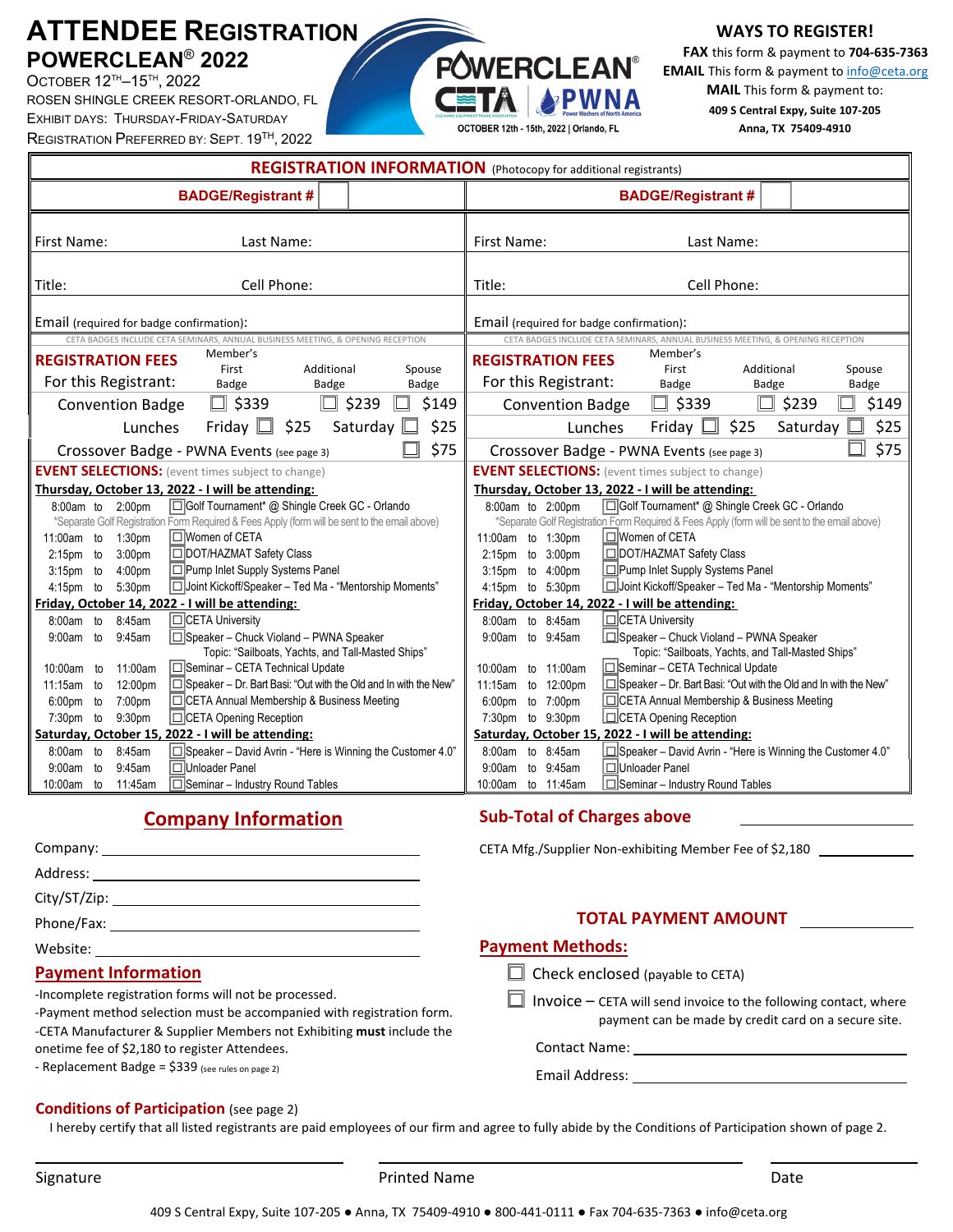# ATTENDEE REGISTRATION

## POWERCLEAN® 2022

OCTOBER 12TH–15TH, 2022
ROSEN SHINGLE CREEK RESORT-ORLANDO, FL
EXHIBIT DAYS: THURSDAY-FRIDAY-SATURDAY
REGISTRATION PREFERRED BY: SEPT. 19TH, 2022

POWERCLEAN® CETA PWNA
OCTOBER 12th - 15th, 2022 | Orlando, FL

**WAYS TO REGISTER!**

**FAX** this form & payment to **704-635-7363**
**EMAIL** This form & payment to info@ceta.org
**MAIL** This form & payment to:
**409 S Central Expy, Suite 107-205**
**Anna, TX 75409-4910**

## REGISTRATION INFORMATION (Photocopy for additional registrants)

**BADGE/Registrant #** ☐

First Name: Last Name:

Title: Cell Phone:

Email (required for badge confirmation):

CETA BADGES INCLUDE CETA SEMINARS, ANNUAL BUSINESS MEETING, & OPENING RECEPTION

| **REGISTRATION FEES** For this Registrant: | Member's First Badge | Additional Badge | Spouse Badge |
|---|---|---|---|
| Convention Badge | ☐ $339 | ☐ $239 | ☐ $149 |
| Lunches | Friday ☐ $25 | Saturday ☐ $25 | |
| Crossover Badge - PWNA Events (see page 3) | | | ☐ $75 |

**EVENT SELECTIONS:** (event times subject to change)

**Thursday, October 13, 2022 - I will be attending:**

- 8:00am to 2:00pm ☐ Golf Tournament* @ Shingle Creek GC - Orlando
  *Separate Golf Registration Form Required & Fees Apply (form will be sent to the email above)
- 11:00am to 1:30pm ☐ Women of CETA
- 2:15pm to 3:00pm ☐ DOT/HAZMAT Safety Class
- 3:15pm to 4:00pm ☐ Pump Inlet Supply Systems Panel
- 4:15pm to 5:30pm ☐ Joint Kickoff/Speaker – Ted Ma - "Mentorship Moments"

**Friday, October 14, 2022 - I will be attending:**

- 8:00am to 8:45am ☐ CETA University
- 9:00am to 9:45am ☐ Speaker – Chuck Violand – PWNA Speaker
  Topic: "Sailboats, Yachts, and Tall-Masted Ships"
- 10:00am to 11:00am ☐ Seminar – CETA Technical Update
- 11:15am to 12:00pm ☐ Speaker – Dr. Bart Basi: "Out with the Old and In with the New"
- 6:00pm to 7:00pm ☐ CETA Annual Membership & Business Meeting
- 7:30pm to 9:30pm ☐ CETA Opening Reception

**Saturday, October 15, 2022 - I will be attending:**

- 8:00am to 8:45am ☐ Speaker – David Avrin - "Here is Winning the Customer 4.0"
- 9:00am to 9:45am ☐ Unloader Panel
- 10:00am to 11:45am ☐ Seminar – Industry Round Tables

---

**BADGE/Registrant #** ☐

First Name: Last Name:

Title: Cell Phone:

Email (required for badge confirmation):

CETA BADGES INCLUDE CETA SEMINARS, ANNUAL BUSINESS MEETING, & OPENING RECEPTION

| **REGISTRATION FEES** For this Registrant: | Member's First Badge | Additional Badge | Spouse Badge |
|---|---|---|---|
| Convention Badge | ☐ $339 | ☐ $239 | ☐ $149 |
| Lunches | Friday ☐ $25 | Saturday ☐ $25 | |
| Crossover Badge - PWNA Events (see page 3) | | | ☐ $75 |

**EVENT SELECTIONS:** (event times subject to change)

**Thursday, October 13, 2022 - I will be attending:**

- 8:00am to 2:00pm ☐ Golf Tournament* @ Shingle Creek GC - Orlando
  *Separate Golf Registration Form Required & Fees Apply (form will be sent to the email above)
- 11:00am to 1:30pm ☐ Women of CETA
- 2:15pm to 3:00pm ☐ DOT/HAZMAT Safety Class
- 3:15pm to 4:00pm ☐ Pump Inlet Supply Systems Panel
- 4:15pm to 5:30pm ☐ Joint Kickoff/Speaker – Ted Ma - "Mentorship Moments"

**Friday, October 14, 2022 - I will be attending:**

- 8:00am to 8:45am ☐ CETA University
- 9:00am to 9:45am ☐ Speaker – Chuck Violand – PWNA Speaker
  Topic: "Sailboats, Yachts, and Tall-Masted Ships"
- 10:00am to 11:00am ☐ Seminar – CETA Technical Update
- 11:15am to 12:00pm ☐ Speaker – Dr. Bart Basi: "Out with the Old and In with the New"
- 6:00pm to 7:00pm ☐ CETA Annual Membership & Business Meeting
- 7:30pm to 9:30pm ☐ CETA Opening Reception

**Saturday, October 15, 2022 - I will be attending:**

- 8:00am to 8:45am ☐ Speaker – David Avrin - "Here is Winning the Customer 4.0"
- 9:00am to 9:45am ☐ Unloader Panel
- 10:00am to 11:45am ☐ Seminar – Industry Round Tables

## Company Information

Company: ____________________

Address: ____________________

City/ST/Zip: ____________________

Phone/Fax: ____________________

Website: ____________________

## Payment Information

-Incomplete registration forms will not be processed.
-Payment method selection must be accompanied with registration form.
-CETA Manufacturer & Supplier Members not Exhibiting **must** include the onetime fee of $2,180 to register Attendees.
- Replacement Badge = $339 (see rules on page 2)

## Sub-Total of Charges above ____________________

CETA Mfg./Supplier Non-exhibiting Member Fee of $2,180 ____________________

**TOTAL PAYMENT AMOUNT** ____________________

## Payment Methods:

☐ Check enclosed (payable to CETA)

☐ Invoice – CETA will send invoice to the following contact, where payment can be made by credit card on a secure site.

Contact Name: ____________________

Email Address: ____________________

## Conditions of Participation (see page 2)

I hereby certify that all listed registrants are paid employees of our firm and agree to fully abide by the Conditions of Participation shown of page 2.

Signature ____________________ Printed Name ____________________ Date ____________________

409 S Central Expy, Suite 107-205 ● Anna, TX 75409-4910 ● 800-441-0111 ● Fax 704-635-7363 ● info@ceta.org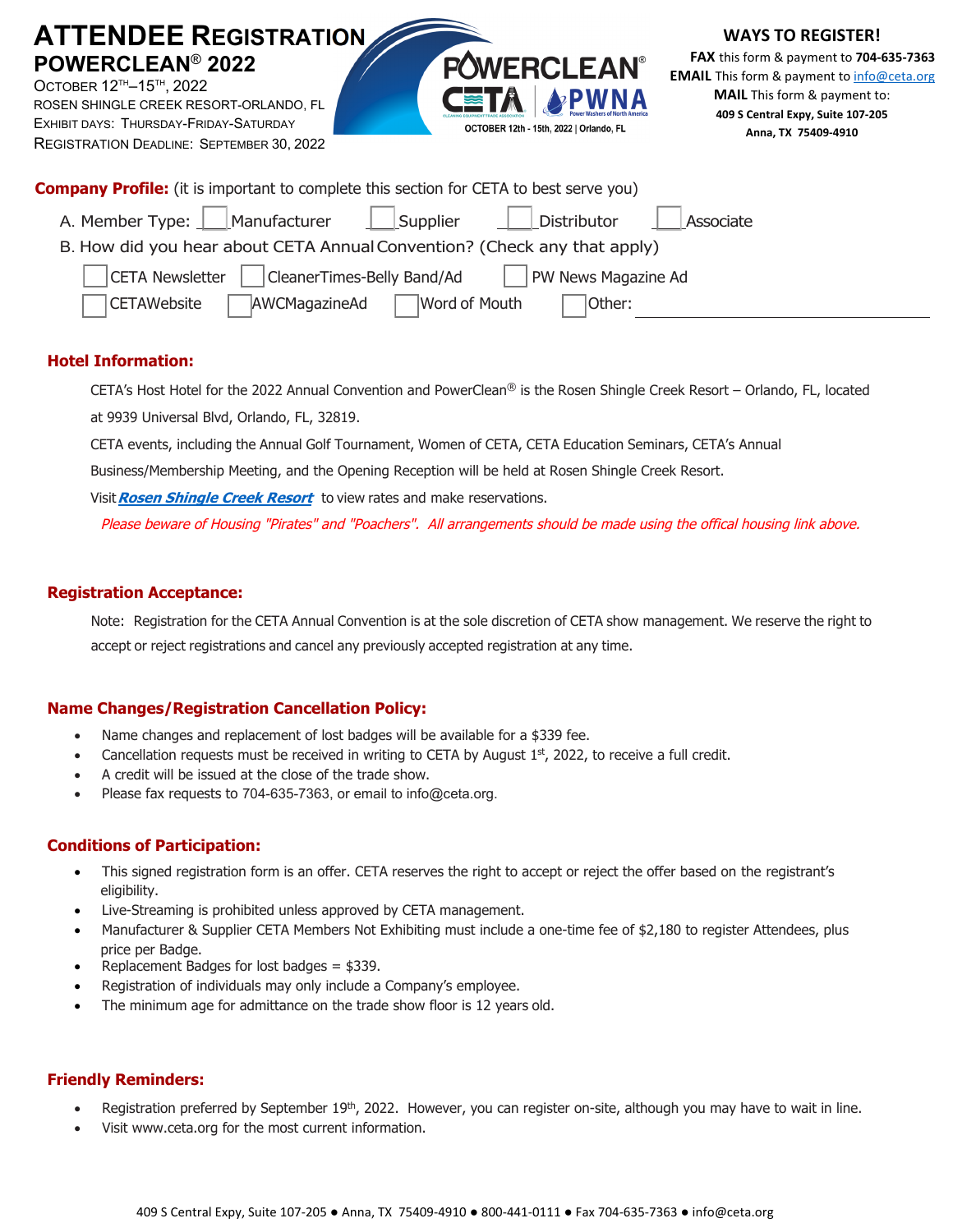# ATTENDEE REGISTRATION

## POWERCLEAN® 2022

OCTOBER 12TH–15TH, 2022
ROSEN SHINGLE CREEK RESORT-ORLANDO, FL
EXHIBIT DAYS: THURSDAY-FRIDAY-SATURDAY
REGISTRATION DEADLINE: SEPTEMBER 30, 2022

POWERCLEAN® CETA PWNA
OCTOBER 12th - 15th, 2022 | Orlando, FL

**WAYS TO REGISTER!**

**FAX** this form & payment to **704-635-7363**
**EMAIL** This form & payment to info@ceta.org
**MAIL** This form & payment to:
**409 S Central Expy, Suite 107-205**
**Anna, TX 75409-4910**

**Company Profile:** (it is important to complete this section for CETA to best serve you)

A. Member Type: ☐ Manufacturer ☐ Supplier ☐ Distributor ☐ Associate

B. How did you hear about CETA Annual Convention? (Check any that apply)

☐ CETA Newsletter ☐ CleanerTimes-Belly Band/Ad ☐ PW News Magazine Ad
☐ CETAWebsite ☐ AWCMagazineAd ☐ Word of Mouth ☐ Other: ______________________

### Hotel Information:

CETA's Host Hotel for the 2022 Annual Convention and PowerClean® is the Rosen Shingle Creek Resort – Orlando, FL, located at 9939 Universal Blvd, Orlando, FL, 32819.

CETA events, including the Annual Golf Tournament, Women of CETA, CETA Education Seminars, CETA's Annual Business/Membership Meeting, and the Opening Reception will be held at Rosen Shingle Creek Resort.

Visit ***Rosen Shingle Creek Resort*** to view rates and make reservations.

*Please beware of Housing "Pirates" and "Poachers". All arrangements should be made using the offical housing link above.*

### Registration Acceptance:

Note: Registration for the CETA Annual Convention is at the sole discretion of CETA show management. We reserve the right to accept or reject registrations and cancel any previously accepted registration at any time.

### Name Changes/Registration Cancellation Policy:

- Name changes and replacement of lost badges will be available for a $339 fee.
- Cancellation requests must be received in writing to CETA by August 1st, 2022, to receive a full credit.
- A credit will be issued at the close of the trade show.
- Please fax requests to 704-635-7363, or email to info@ceta.org.

### Conditions of Participation:

- This signed registration form is an offer. CETA reserves the right to accept or reject the offer based on the registrant's eligibility.
- Live-Streaming is prohibited unless approved by CETA management.
- Manufacturer & Supplier CETA Members Not Exhibiting must include a one-time fee of $2,180 to register Attendees, plus price per Badge.
- Replacement Badges for lost badges = $339.
- Registration of individuals may only include a Company's employee.
- The minimum age for admittance on the trade show floor is 12 years old.

### Friendly Reminders:

- Registration preferred by September 19th, 2022. However, you can register on-site, although you may have to wait in line.
- Visit www.ceta.org for the most current information.

409 S Central Expy, Suite 107-205 ● Anna, TX 75409-4910 ● 800-441-0111 ● Fax 704-635-7363 ● info@ceta.org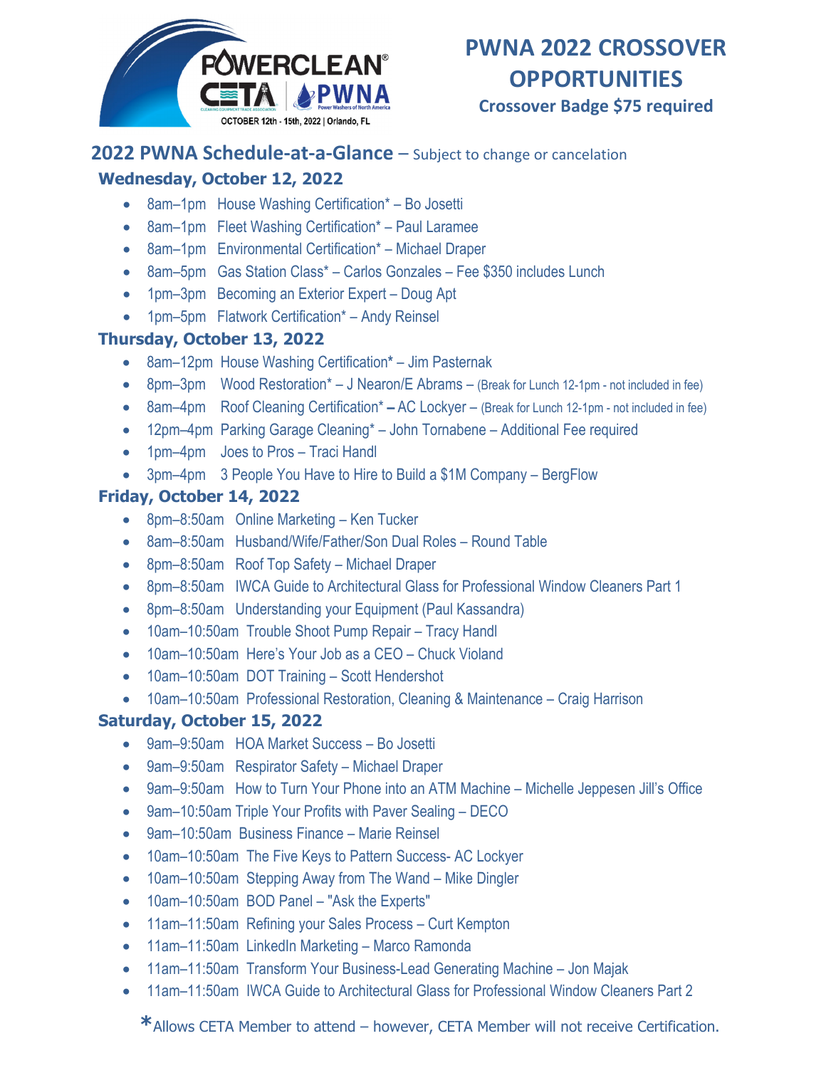# PWNA 2022 CROSSOVER OPPORTUNITIES

**Crossover Badge $75 required**

POWERCLEAN® CETA | PWNA

OCTOBER 12th - 15th, 2022 | Orlando, FL

## 2022 PWNA Schedule-at-a-Glance – Subject to change or cancelation

### Wednesday, October 12, 2022

- 8am–1pm House Washing Certification* – Bo Josetti
- 8am–1pm Fleet Washing Certification* – Paul Laramee
- 8am–1pm Environmental Certification* – Michael Draper
- 8am–5pm Gas Station Class* – Carlos Gonzales – Fee $350 includes Lunch
- 1pm–3pm Becoming an Exterior Expert – Doug Apt
- 1pm–5pm Flatwork Certification* – Andy Reinsel

### Thursday, October 13, 2022

- 8am–12pm House Washing Certification* – Jim Pasternak
- 8pm–3pm Wood Restoration* – J Nearon/E Abrams – (Break for Lunch 12-1pm - not included in fee)
- 8am–4pm Roof Cleaning Certification* – AC Lockyer – (Break for Lunch 12-1pm - not included in fee)
- 12pm–4pm Parking Garage Cleaning* – John Tornabene – Additional Fee required
- 1pm–4pm Joes to Pros – Traci Handl
- 3pm–4pm 3 People You Have to Hire to Build a $1M Company – BergFlow

### Friday, October 14, 2022

- 8pm–8:50am Online Marketing – Ken Tucker
- 8am–8:50am Husband/Wife/Father/Son Dual Roles – Round Table
- 8pm–8:50am Roof Top Safety – Michael Draper
- 8pm–8:50am IWCA Guide to Architectural Glass for Professional Window Cleaners Part 1
- 8pm–8:50am Understanding your Equipment (Paul Kassandra)
- 10am–10:50am Trouble Shoot Pump Repair – Tracy Handl
- 10am–10:50am Here's Your Job as a CEO – Chuck Violand
- 10am–10:50am DOT Training – Scott Hendershot
- 10am–10:50am Professional Restoration, Cleaning & Maintenance – Craig Harrison

### Saturday, October 15, 2022

- 9am–9:50am HOA Market Success – Bo Josetti
- 9am–9:50am Respirator Safety – Michael Draper
- 9am–9:50am How to Turn Your Phone into an ATM Machine – Michelle Jeppesen Jill's Office
- 9am–10:50am Triple Your Profits with Paver Sealing – DECO
- 9am–10:50am Business Finance – Marie Reinsel
- 10am–10:50am The Five Keys to Pattern Success- AC Lockyer
- 10am–10:50am Stepping Away from The Wand – Mike Dingler
- 10am–10:50am BOD Panel – "Ask the Experts"
- 11am–11:50am Refining your Sales Process – Curt Kempton
- 11am–11:50am LinkedIn Marketing – Marco Ramonda
- 11am–11:50am Transform Your Business-Lead Generating Machine – Jon Majak
- 11am–11:50am IWCA Guide to Architectural Glass for Professional Window Cleaners Part 2

*Allows CETA Member to attend – however, CETA Member will not receive Certification.